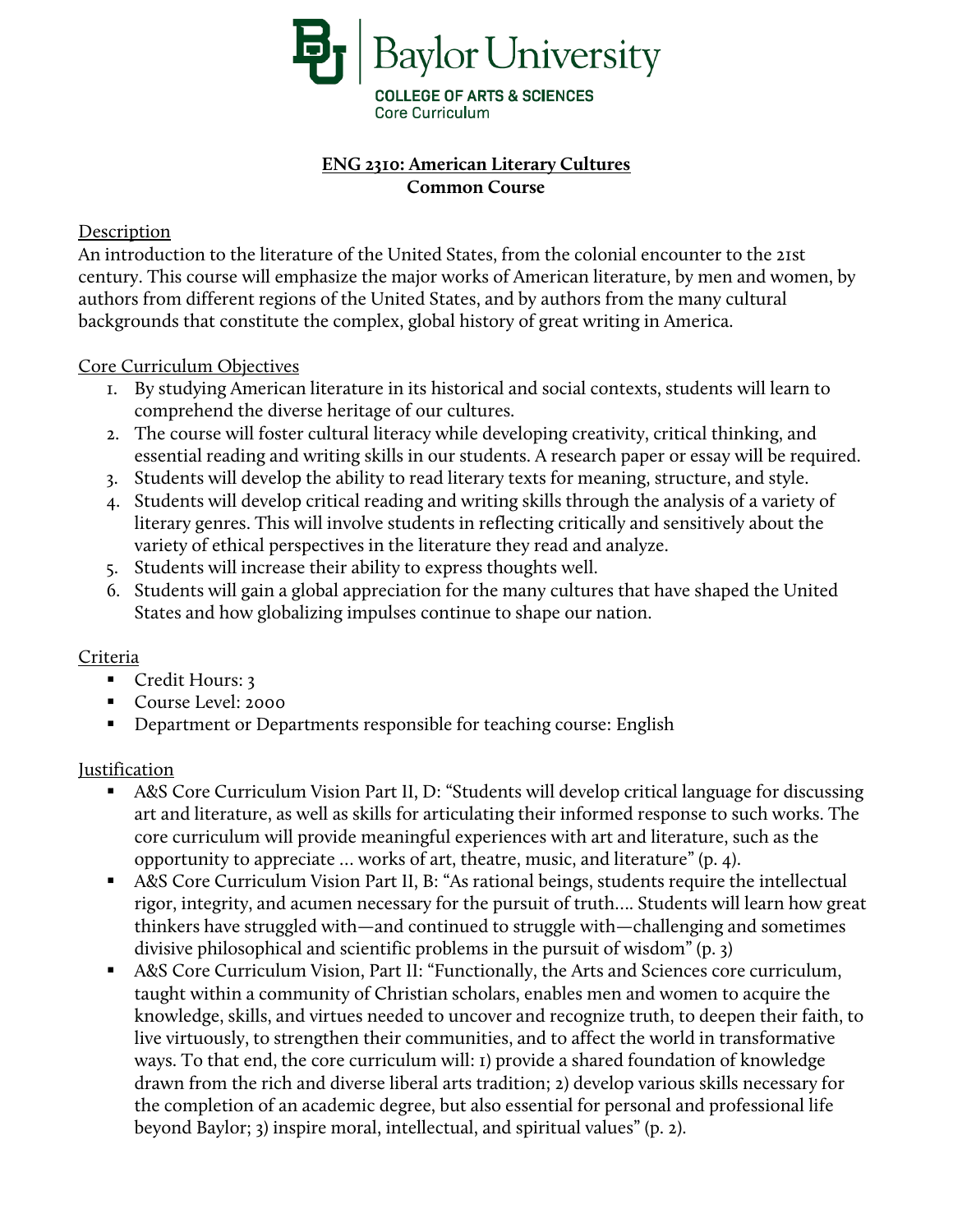Baylor University

COLLEGE OF ARTS & SCIENCES
Core Curriculum

# ENG 2310: American Literary Cultures
**Common Course**

## Description

An introduction to the literature of the United States, from the colonial encounter to the 21st century. This course will emphasize the major works of American literature, by men and women, by authors from different regions of the United States, and by authors from the many cultural backgrounds that constitute the complex, global history of great writing in America.

## Core Curriculum Objectives

1. By studying American literature in its historical and social contexts, students will learn to comprehend the diverse heritage of our cultures.
2. The course will foster cultural literacy while developing creativity, critical thinking, and essential reading and writing skills in our students. A research paper or essay will be required.
3. Students will develop the ability to read literary texts for meaning, structure, and style.
4. Students will develop critical reading and writing skills through the analysis of a variety of literary genres. This will involve students in reflecting critically and sensitively about the variety of ethical perspectives in the literature they read and analyze.
5. Students will increase their ability to express thoughts well.
6. Students will gain a global appreciation for the many cultures that have shaped the United States and how globalizing impulses continue to shape our nation.

## Criteria

- Credit Hours: 3
- Course Level: 2000
- Department or Departments responsible for teaching course: English

## Justification

- A&S Core Curriculum Vision Part II, D: "Students will develop critical language for discussing art and literature, as well as skills for articulating their informed response to such works. The core curriculum will provide meaningful experiences with art and literature, such as the opportunity to appreciate … works of art, theatre, music, and literature" (p. 4).
- A&S Core Curriculum Vision Part II, B: "As rational beings, students require the intellectual rigor, integrity, and acumen necessary for the pursuit of truth…. Students will learn how great thinkers have struggled with—and continued to struggle with—challenging and sometimes divisive philosophical and scientific problems in the pursuit of wisdom" (p. 3)
- A&S Core Curriculum Vision, Part II: "Functionally, the Arts and Sciences core curriculum, taught within a community of Christian scholars, enables men and women to acquire the knowledge, skills, and virtues needed to uncover and recognize truth, to deepen their faith, to live virtuously, to strengthen their communities, and to affect the world in transformative ways. To that end, the core curriculum will: 1) provide a shared foundation of knowledge drawn from the rich and diverse liberal arts tradition; 2) develop various skills necessary for the completion of an academic degree, but also essential for personal and professional life beyond Baylor; 3) inspire moral, intellectual, and spiritual values" (p. 2).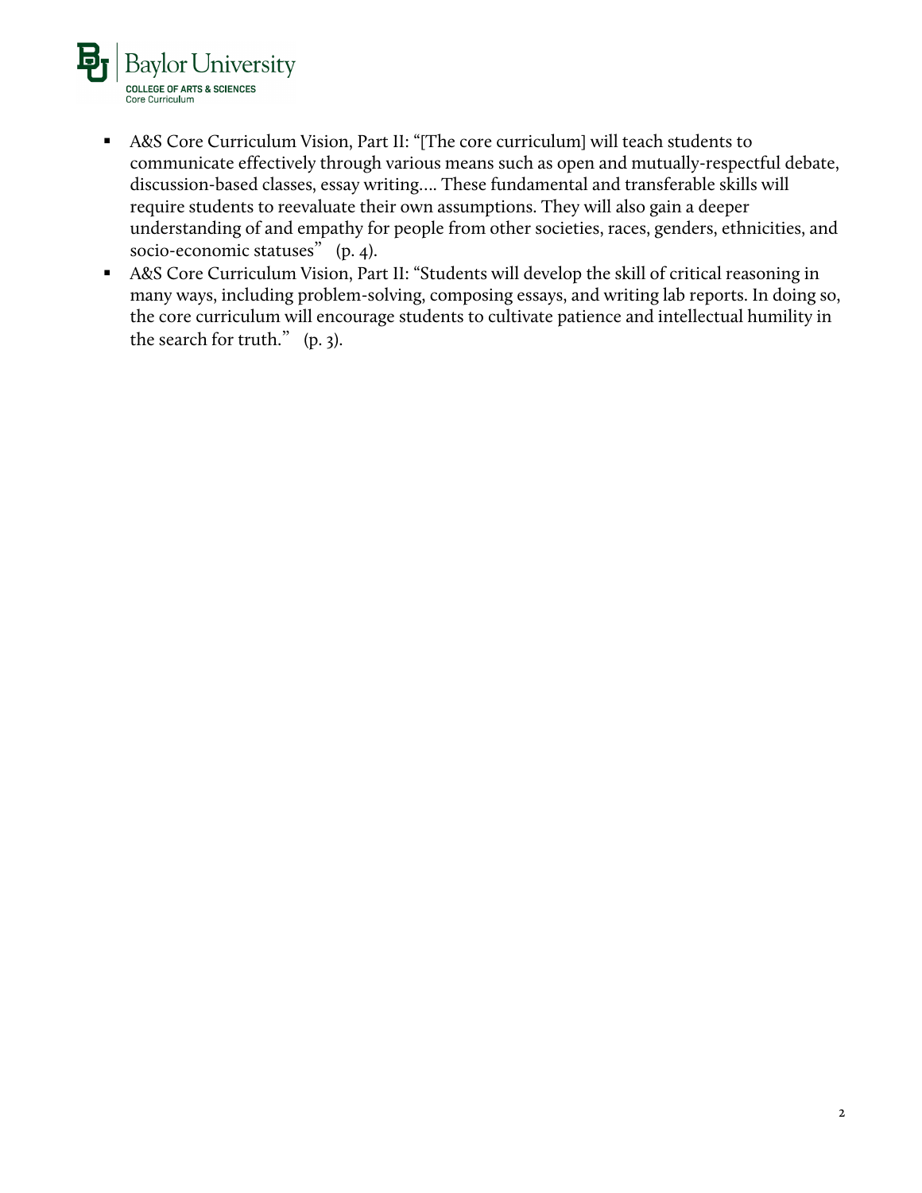- A&S Core Curriculum Vision, Part II: "[The core curriculum] will teach students to communicate effectively through various means such as open and mutually-respectful debate, discussion-based classes, essay writing.... These fundamental and transferable skills will require students to reevaluate their own assumptions. They will also gain a deeper understanding of and empathy for people from other societies, races, genders, ethnicities, and socio-economic statuses" (p. 4).
- A&S Core Curriculum Vision, Part II: "Students will develop the skill of critical reasoning in many ways, including problem-solving, composing essays, and writing lab reports. In doing so, the core curriculum will encourage students to cultivate patience and intellectual humility in the search for truth." (p. 3).